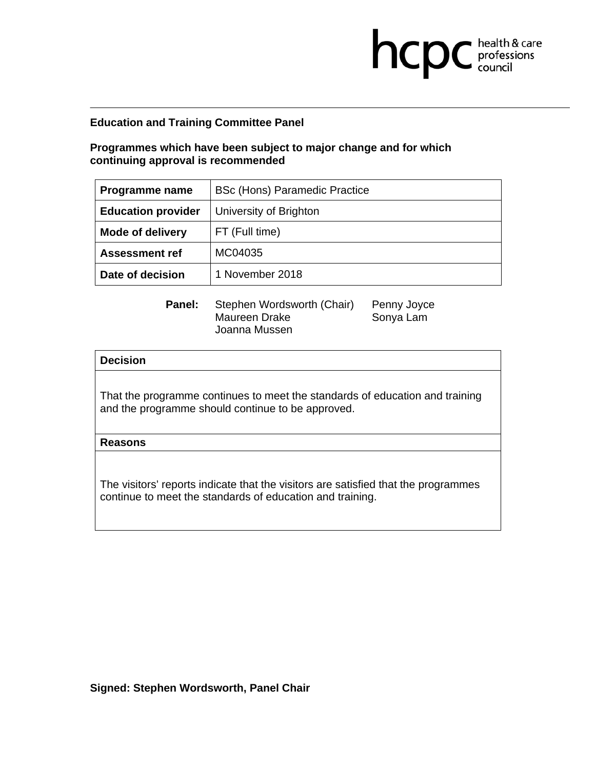**Education and Training Committee Panel**

**Programmes which have been subject to major change and for which continuing approval is recommended**

| **Programme name** | BSc (Hons) Paramedic Practice |
|---|---|
| **Education provider** | University of Brighton |
| **Mode of delivery** | FT (Full time) |
| **Assessment ref** | MC04035 |
| **Date of decision** | 1 November 2018 |

**Panel:** Stephen Wordsworth (Chair), Penny Joyce, Maureen Drake, Sonya Lam, Joanna Mussen

| **Decision** |
|---|
| That the programme continues to meet the standards of education and training and the programme should continue to be approved. |
| **Reasons** |
| The visitors' reports indicate that the visitors are satisfied that the programmes continue to meet the standards of education and training. |

**Signed: Stephen Wordsworth, Panel Chair**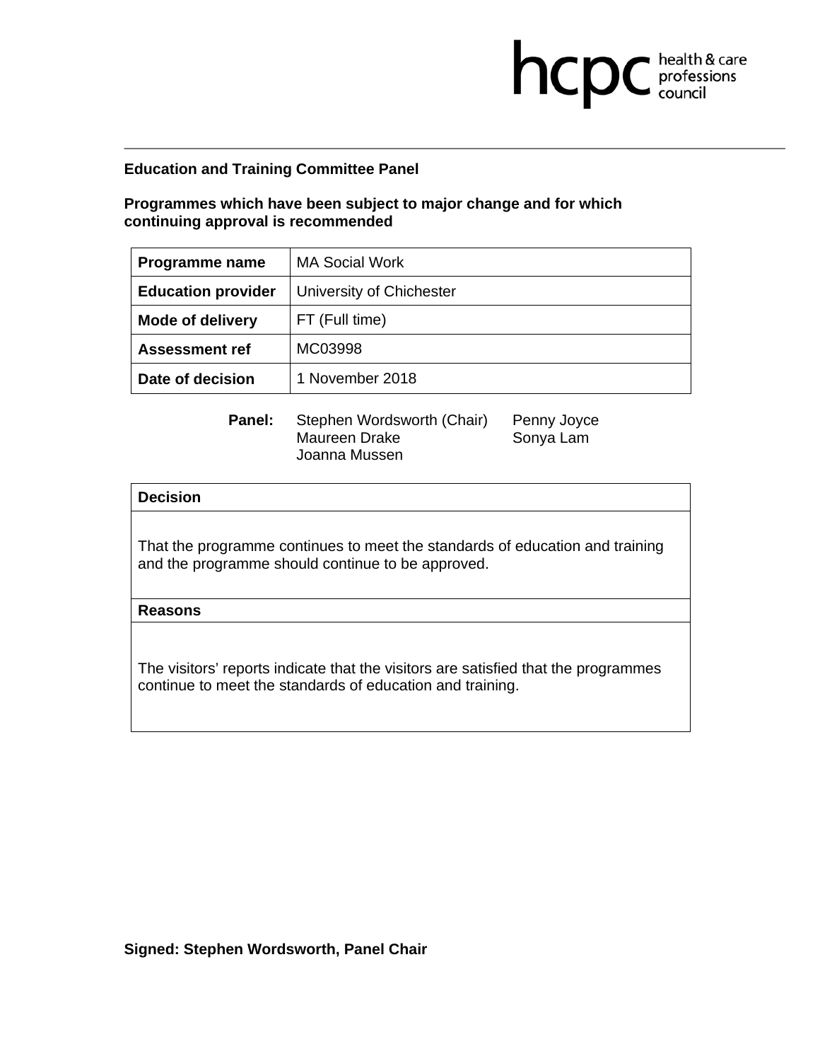**Education and Training Committee Panel**

**Programmes which have been subject to major change and for which continuing approval is recommended**

| **Programme name** | MA Social Work |
| --- | --- |
| **Education provider** | University of Chichester |
| **Mode of delivery** | FT (Full time) |
| **Assessment ref** | MC03998 |
| **Date of decision** | 1 November 2018 |

**Panel:** Stephen Wordsworth (Chair), Maureen Drake, Joanna Mussen, Penny Joyce, Sonya Lam

| **Decision** |
| --- |
| That the programme continues to meet the standards of education and training and the programme should continue to be approved. |
| **Reasons** |
| The visitors' reports indicate that the visitors are satisfied that the programmes continue to meet the standards of education and training. |

**Signed: Stephen Wordsworth, Panel Chair**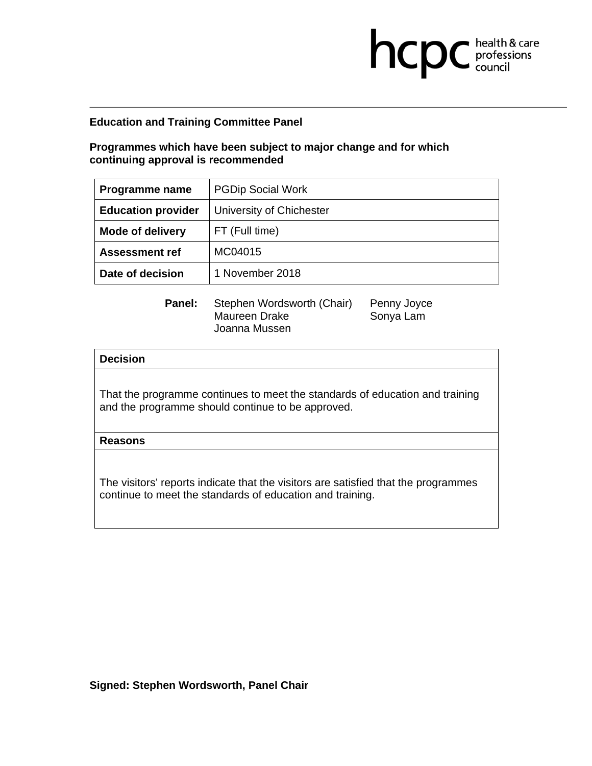**Education and Training Committee Panel**

**Programmes which have been subject to major change and for which continuing approval is recommended**

| **Programme name** | PGDip Social Work |
|---|---|
| **Education provider** | University of Chichester |
| **Mode of delivery** | FT (Full time) |
| **Assessment ref** | MC04015 |
| **Date of decision** | 1 November 2018 |

**Panel:** Stephen Wordsworth (Chair), Penny Joyce, Maureen Drake, Sonya Lam, Joanna Mussen

| **Decision** |
|---|
| That the programme continues to meet the standards of education and training and the programme should continue to be approved. |
| **Reasons** |
| The visitors' reports indicate that the visitors are satisfied that the programmes continue to meet the standards of education and training. |

**Signed: Stephen Wordsworth, Panel Chair**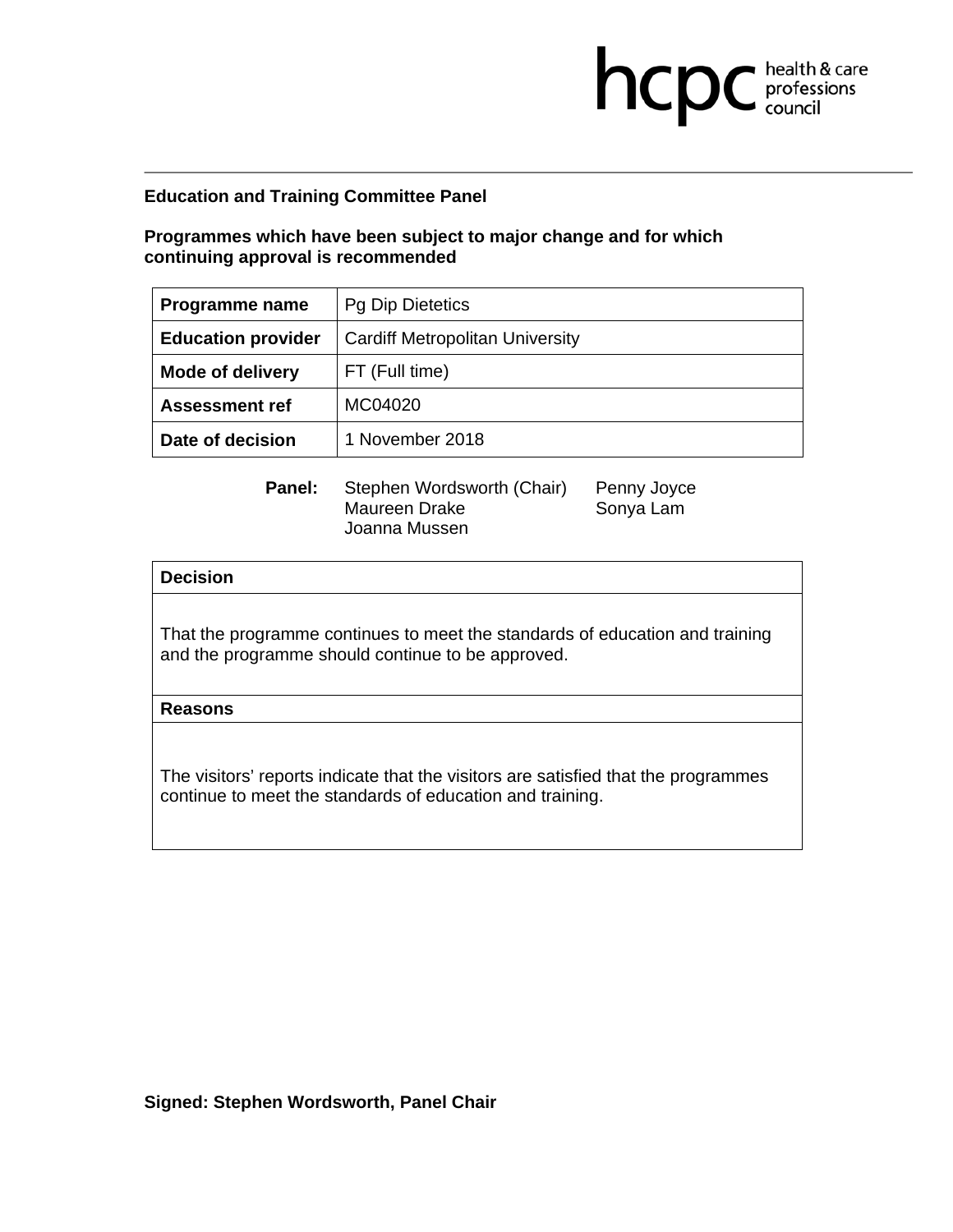**Education and Training Committee Panel**

**Programmes which have been subject to major change and for which continuing approval is recommended**

| **Programme name** | Pg Dip Dietetics |
|---|---|
| **Education provider** | Cardiff Metropolitan University |
| **Mode of delivery** | FT (Full time) |
| **Assessment ref** | MC04020 |
| **Date of decision** | 1 November 2018 |

**Panel:** Stephen Wordsworth (Chair), Maureen Drake, Joanna Mussen, Penny Joyce, Sonya Lam

| **Decision** |
|---|
| That the programme continues to meet the standards of education and training and the programme should continue to be approved. |
| **Reasons** |
| The visitors' reports indicate that the visitors are satisfied that the programmes continue to meet the standards of education and training. |

**Signed: Stephen Wordsworth, Panel Chair**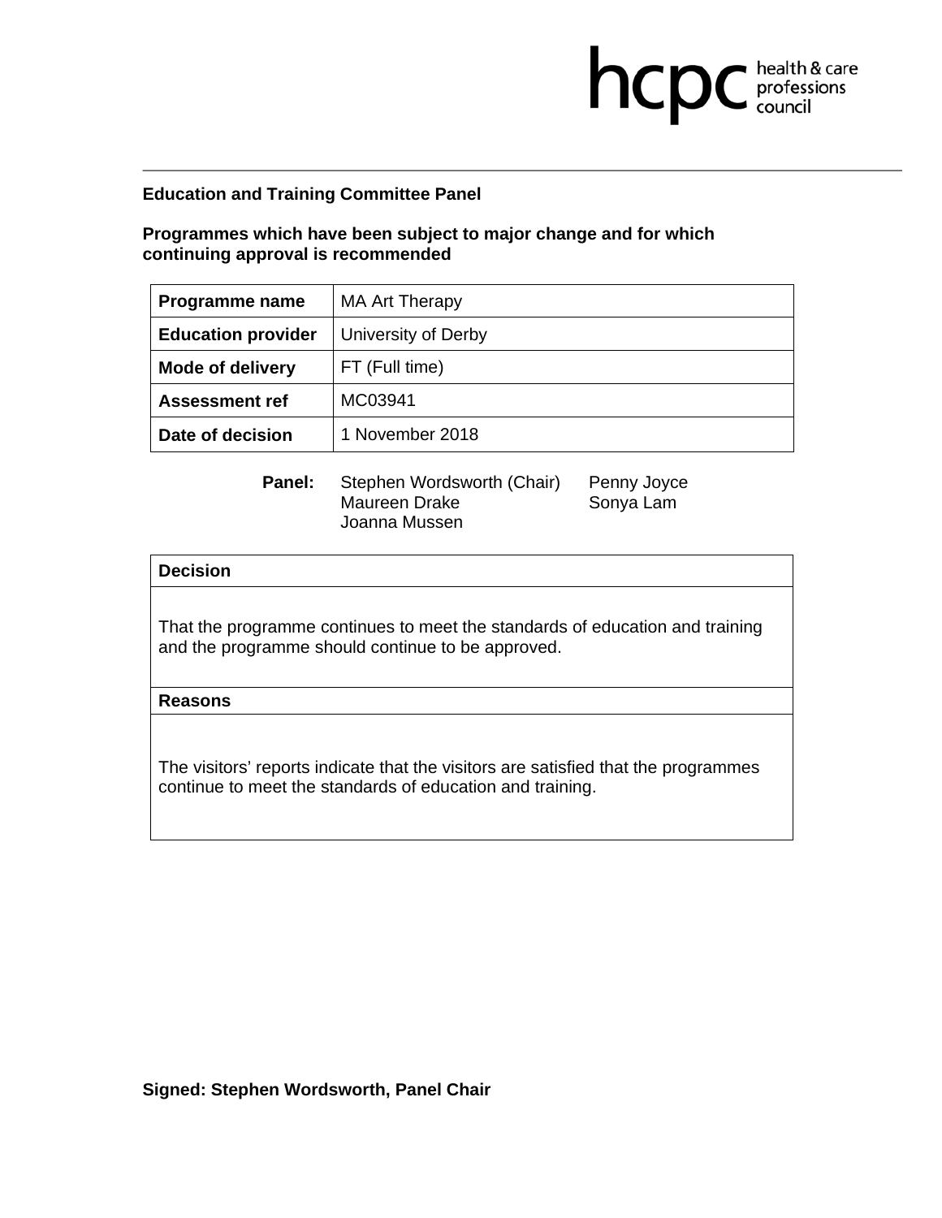**Education and Training Committee Panel**

**Programmes which have been subject to major change and for which continuing approval is recommended**

| **Programme name** | MA Art Therapy |
|---|---|
| **Education provider** | University of Derby |
| **Mode of delivery** | FT (Full time) |
| **Assessment ref** | MC03941 |
| **Date of decision** | 1 November 2018 |

**Panel:** Stephen Wordsworth (Chair), Maureen Drake, Joanna Mussen, Penny Joyce, Sonya Lam

| **Decision** |
|---|
| That the programme continues to meet the standards of education and training and the programme should continue to be approved. |
| **Reasons** |
| The visitors' reports indicate that the visitors are satisfied that the programmes continue to meet the standards of education and training. |

**Signed: Stephen Wordsworth, Panel Chair**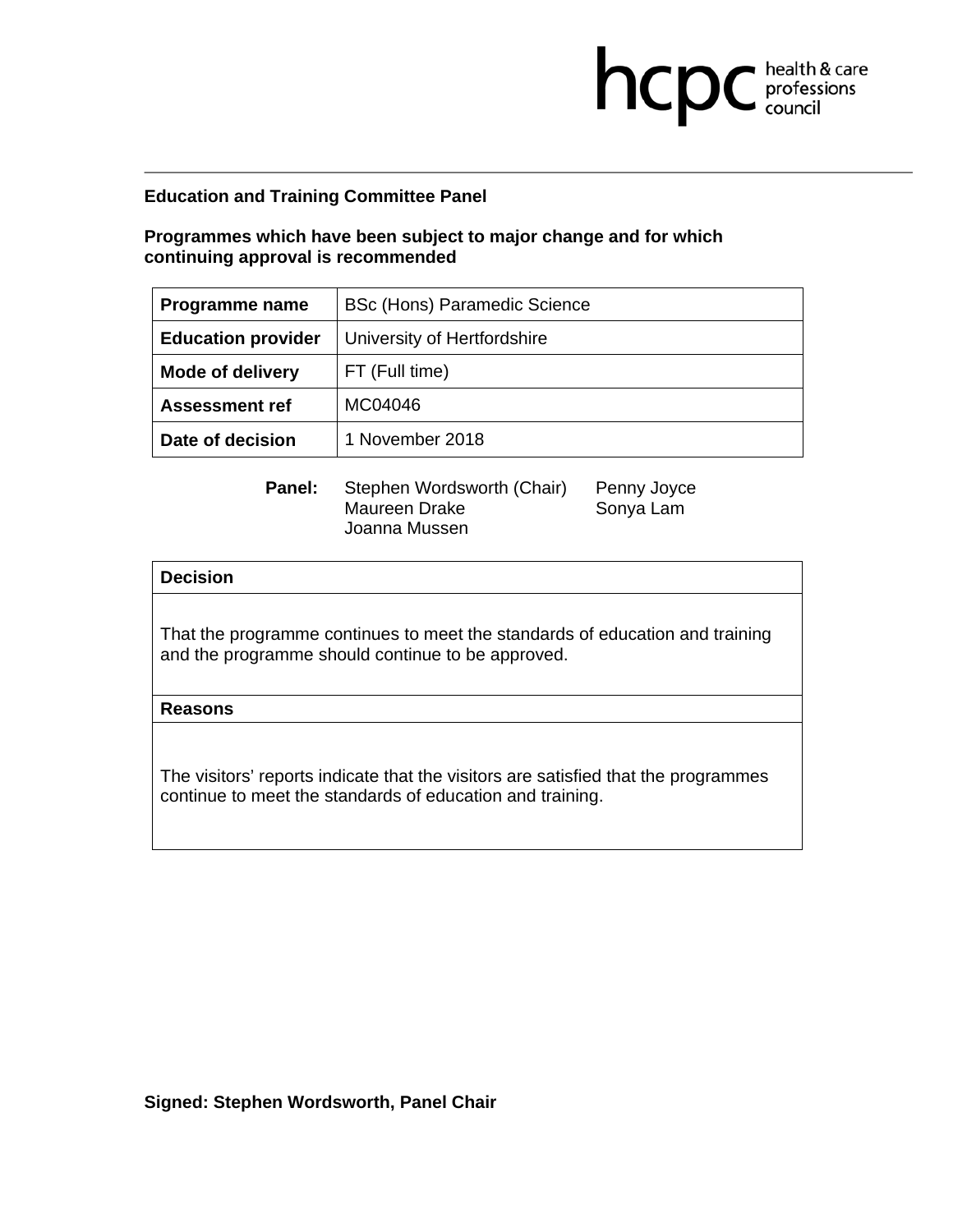**Education and Training Committee Panel**

**Programmes which have been subject to major change and for which continuing approval is recommended**

| **Programme name** | BSc (Hons) Paramedic Science |
|---|---|
| **Education provider** | University of Hertfordshire |
| **Mode of delivery** | FT (Full time) |
| **Assessment ref** | MC04046 |
| **Date of decision** | 1 November 2018 |

**Panel:** Stephen Wordsworth (Chair), Maureen Drake, Joanna Mussen, Penny Joyce, Sonya Lam

| **Decision** |
|---|
| That the programme continues to meet the standards of education and training and the programme should continue to be approved. |
| **Reasons** |
| The visitors' reports indicate that the visitors are satisfied that the programmes continue to meet the standards of education and training. |

**Signed: Stephen Wordsworth, Panel Chair**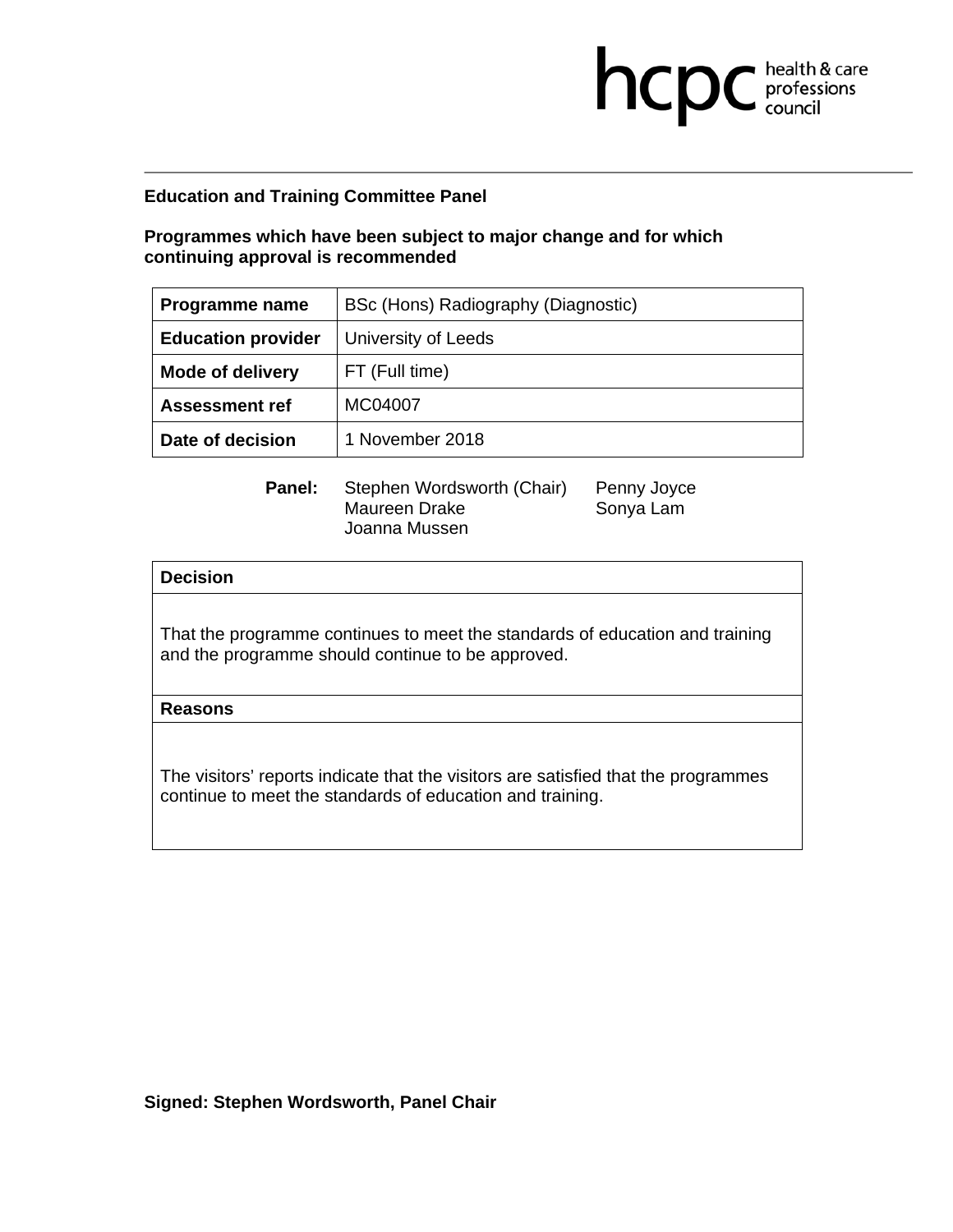**Education and Training Committee Panel**

**Programmes which have been subject to major change and for which continuing approval is recommended**

| **Programme name** | BSc (Hons) Radiography (Diagnostic) |
|---|---|
| **Education provider** | University of Leeds |
| **Mode of delivery** | FT (Full time) |
| **Assessment ref** | MC04007 |
| **Date of decision** | 1 November 2018 |

**Panel:** Stephen Wordsworth (Chair), Maureen Drake, Joanna Mussen, Penny Joyce, Sonya Lam

| **Decision** |
|---|
| That the programme continues to meet the standards of education and training and the programme should continue to be approved. |
| **Reasons** |
| The visitors' reports indicate that the visitors are satisfied that the programmes continue to meet the standards of education and training. |

**Signed: Stephen Wordsworth, Panel Chair**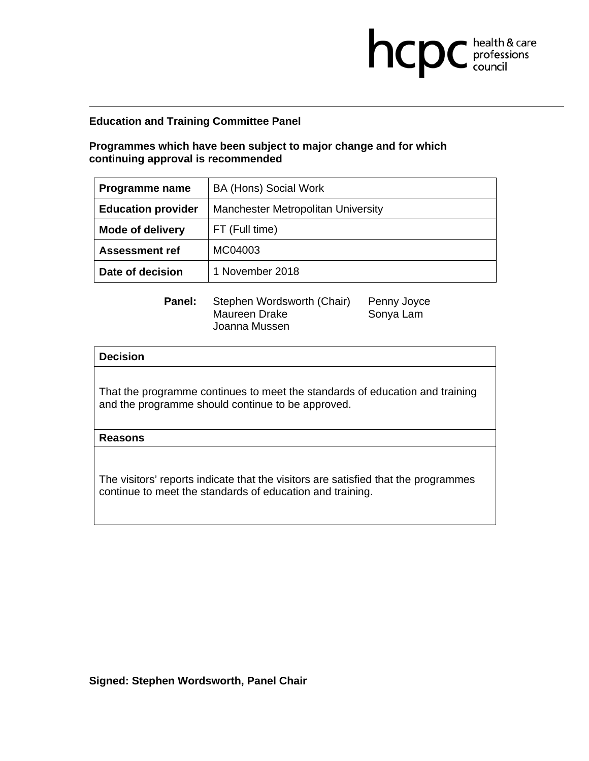**Education and Training Committee Panel**

**Programmes which have been subject to major change and for which continuing approval is recommended**

| **Programme name** | BA (Hons) Social Work |
|---|---|
| **Education provider** | Manchester Metropolitan University |
| **Mode of delivery** | FT (Full time) |
| **Assessment ref** | MC04003 |
| **Date of decision** | 1 November 2018 |

**Panel:** Stephen Wordsworth (Chair), Maureen Drake, Joanna Mussen, Penny Joyce, Sonya Lam

| **Decision** |
|---|
| That the programme continues to meet the standards of education and training and the programme should continue to be approved. |
| **Reasons** |
| The visitors' reports indicate that the visitors are satisfied that the programmes continue to meet the standards of education and training. |

**Signed: Stephen Wordsworth, Panel Chair**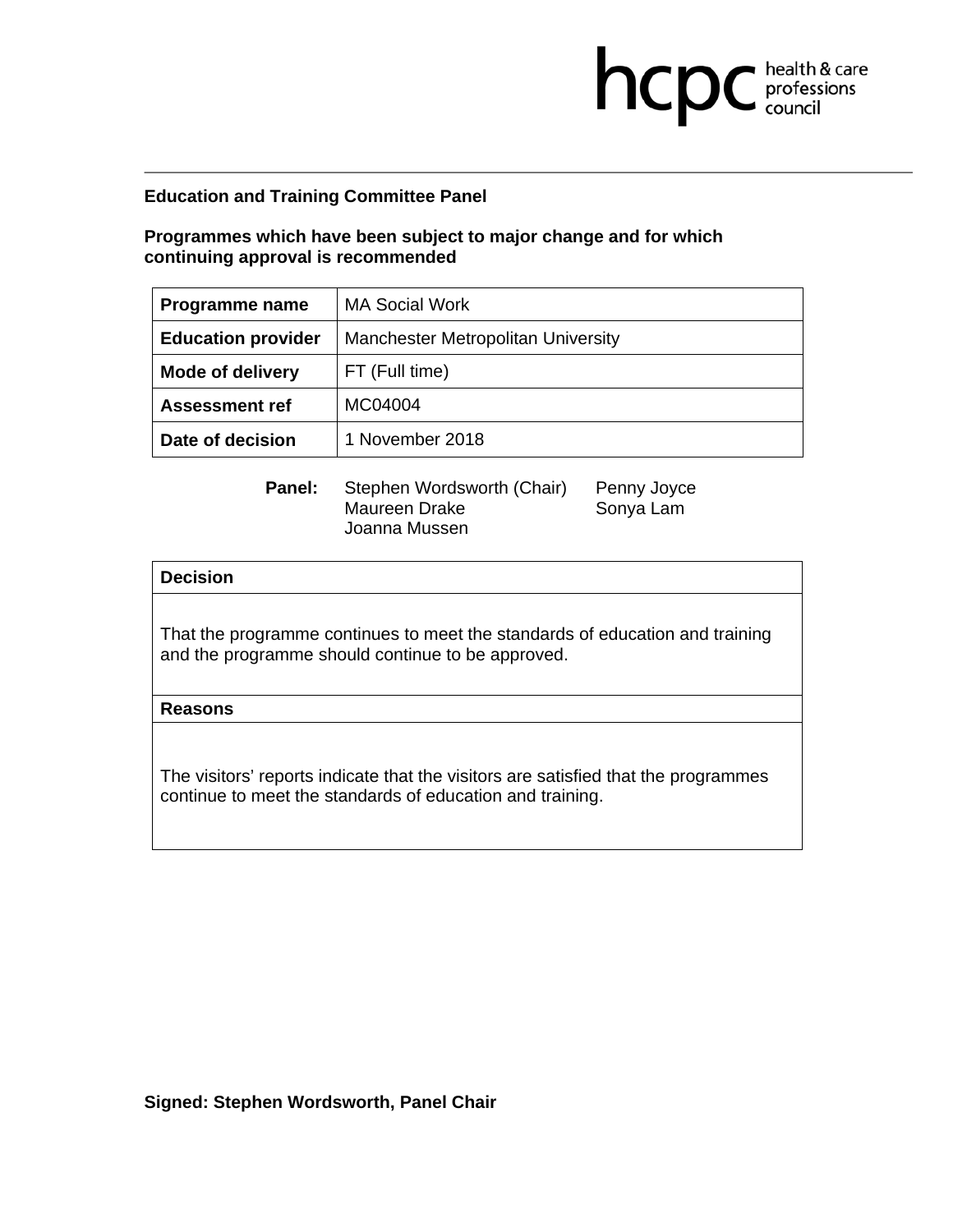hcpc health & care professions council

**Education and Training Committee Panel**

**Programmes which have been subject to major change and for which continuing approval is recommended**

| **Programme name** | MA Social Work |
|---|---|
| **Education provider** | Manchester Metropolitan University |
| **Mode of delivery** | FT (Full time) |
| **Assessment ref** | MC04004 |
| **Date of decision** | 1 November 2018 |

**Panel:** Stephen Wordsworth (Chair), Maureen Drake, Joanna Mussen, Penny Joyce, Sonya Lam

| **Decision** |
|---|
| That the programme continues to meet the standards of education and training and the programme should continue to be approved. |
| **Reasons** |
| The visitors' reports indicate that the visitors are satisfied that the programmes continue to meet the standards of education and training. |

**Signed: Stephen Wordsworth, Panel Chair**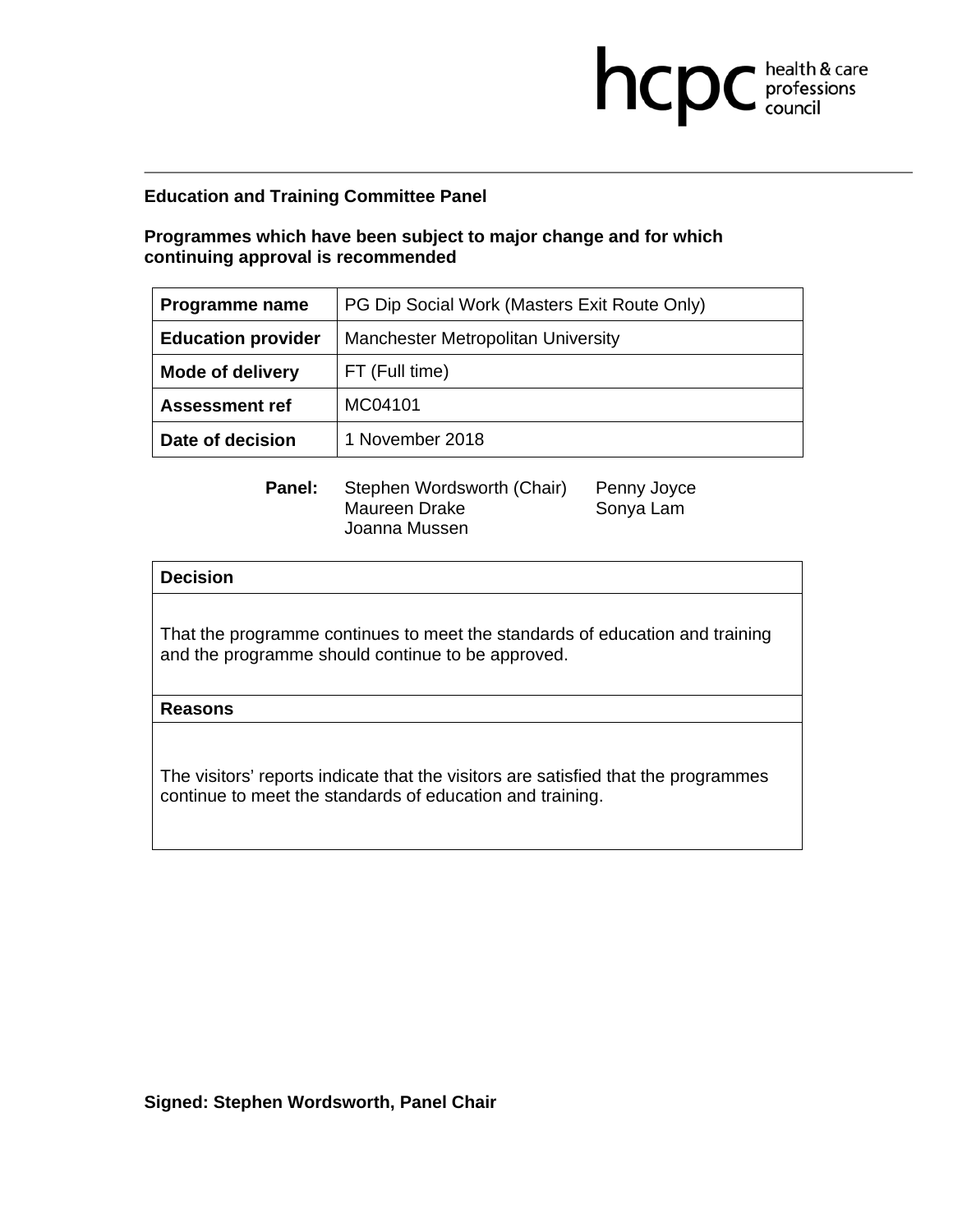**Education and Training Committee Panel**

**Programmes which have been subject to major change and for which continuing approval is recommended**

| **Programme name** | PG Dip Social Work (Masters Exit Route Only) |
|---|---|
| **Education provider** | Manchester Metropolitan University |
| **Mode of delivery** | FT (Full time) |
| **Assessment ref** | MC04101 |
| **Date of decision** | 1 November 2018 |

**Panel:** Stephen Wordsworth (Chair), Penny Joyce, Maureen Drake, Sonya Lam, Joanna Mussen

| **Decision** |
|---|
| That the programme continues to meet the standards of education and training and the programme should continue to be approved. |
| **Reasons** |
| The visitors' reports indicate that the visitors are satisfied that the programmes continue to meet the standards of education and training. |

**Signed: Stephen Wordsworth, Panel Chair**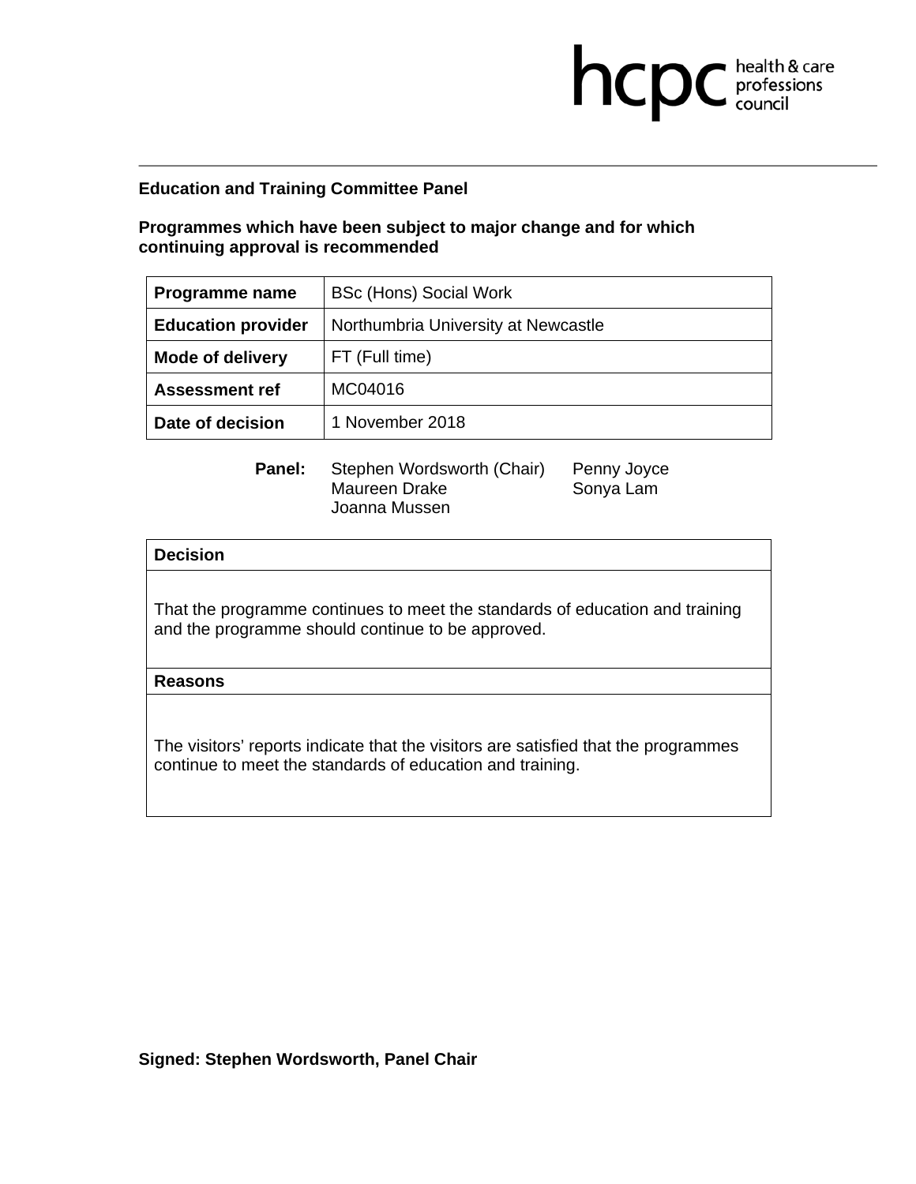**Education and Training Committee Panel**

**Programmes which have been subject to major change and for which continuing approval is recommended**

| **Programme name** | BSc (Hons) Social Work |
|---|---|
| **Education provider** | Northumbria University at Newcastle |
| **Mode of delivery** | FT (Full time) |
| **Assessment ref** | MC04016 |
| **Date of decision** | 1 November 2018 |

**Panel:** Stephen Wordsworth (Chair), Maureen Drake, Joanna Mussen, Penny Joyce, Sonya Lam

| **Decision** |
|---|
| That the programme continues to meet the standards of education and training and the programme should continue to be approved. |
| **Reasons** |
| The visitors' reports indicate that the visitors are satisfied that the programmes continue to meet the standards of education and training. |

**Signed: Stephen Wordsworth, Panel Chair**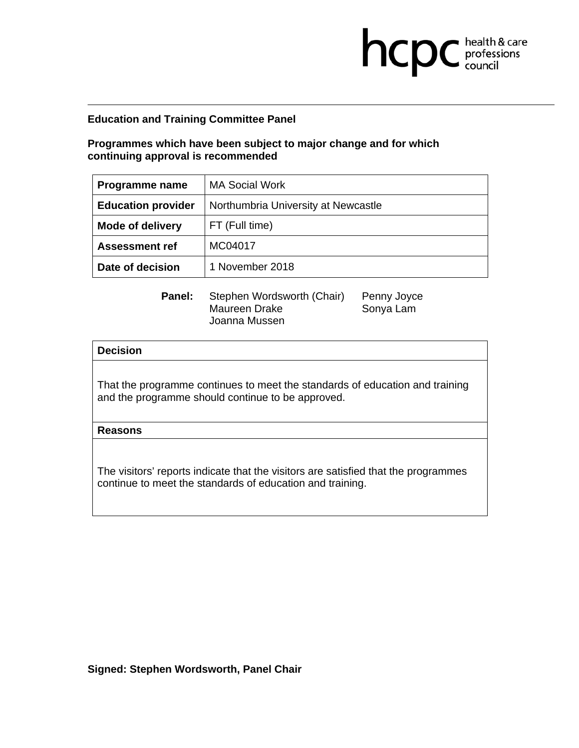hcpc health & care professions council

**Education and Training Committee Panel**

**Programmes which have been subject to major change and for which continuing approval is recommended**

| **Programme name** | MA Social Work |
|---|---|
| **Education provider** | Northumbria University at Newcastle |
| **Mode of delivery** | FT (Full time) |
| **Assessment ref** | MC04017 |
| **Date of decision** | 1 November 2018 |

**Panel:** Stephen Wordsworth (Chair), Penny Joyce, Maureen Drake, Sonya Lam, Joanna Mussen

| **Decision** |
|---|
| That the programme continues to meet the standards of education and training and the programme should continue to be approved. |
| **Reasons** |
| The visitors' reports indicate that the visitors are satisfied that the programmes continue to meet the standards of education and training. |

**Signed: Stephen Wordsworth, Panel Chair**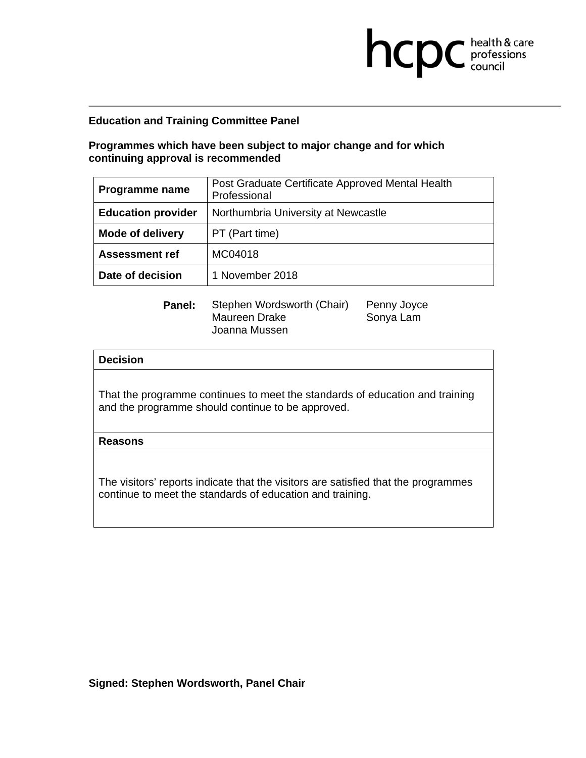**Education and Training Committee Panel**

**Programmes which have been subject to major change and for which continuing approval is recommended**

| **Programme name** | Post Graduate Certificate Approved Mental Health Professional |
|---|---|
| **Education provider** | Northumbria University at Newcastle |
| **Mode of delivery** | PT (Part time) |
| **Assessment ref** | MC04018 |
| **Date of decision** | 1 November 2018 |

**Panel:** Stephen Wordsworth (Chair), Penny Joyce, Maureen Drake, Sonya Lam, Joanna Mussen

| **Decision** |
|---|
| That the programme continues to meet the standards of education and training and the programme should continue to be approved. |
| **Reasons** |
| The visitors' reports indicate that the visitors are satisfied that the programmes continue to meet the standards of education and training. |

**Signed: Stephen Wordsworth, Panel Chair**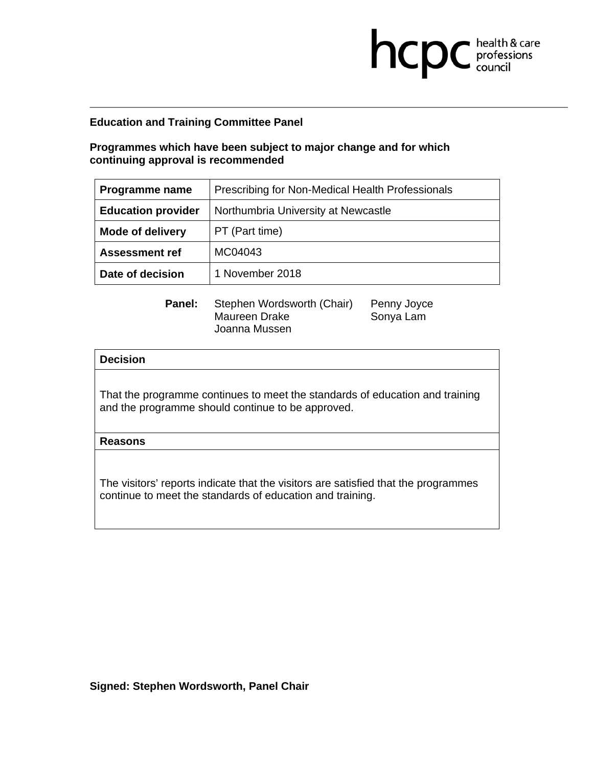**Education and Training Committee Panel**

**Programmes which have been subject to major change and for which continuing approval is recommended**

| **Programme name** | Prescribing for Non-Medical Health Professionals |
|---|---|
| **Education provider** | Northumbria University at Newcastle |
| **Mode of delivery** | PT (Part time) |
| **Assessment ref** | MC04043 |
| **Date of decision** | 1 November 2018 |

**Panel:** Stephen Wordsworth (Chair), Maureen Drake, Joanna Mussen, Penny Joyce, Sonya Lam

| **Decision** |
|---|
| That the programme continues to meet the standards of education and training and the programme should continue to be approved. |
| **Reasons** |
| The visitors' reports indicate that the visitors are satisfied that the programmes continue to meet the standards of education and training. |

**Signed: Stephen Wordsworth, Panel Chair**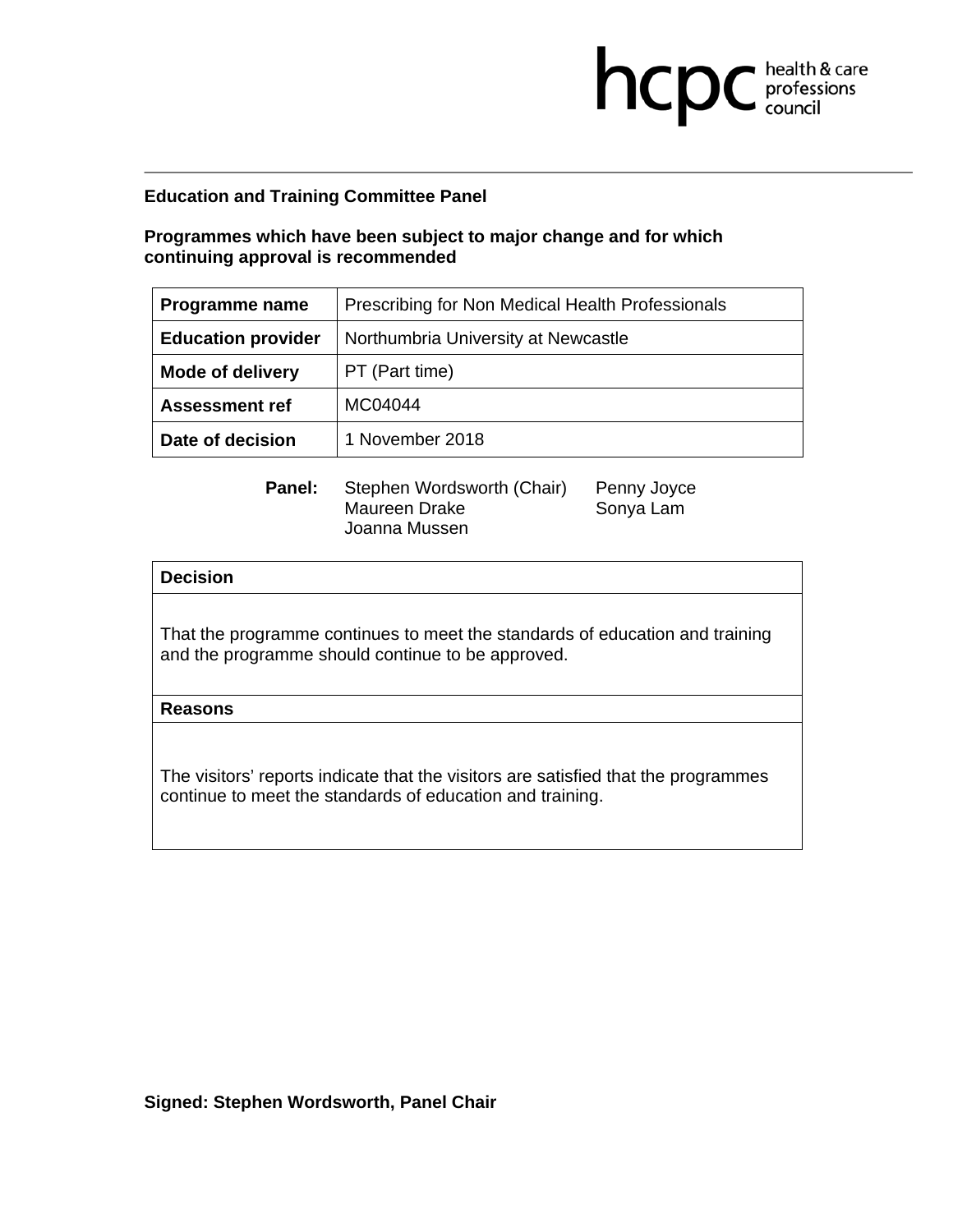**Education and Training Committee Panel**

**Programmes which have been subject to major change and for which continuing approval is recommended**

| **Programme name** | Prescribing for Non Medical Health Professionals |
|---|---|
| **Education provider** | Northumbria University at Newcastle |
| **Mode of delivery** | PT (Part time) |
| **Assessment ref** | MC04044 |
| **Date of decision** | 1 November 2018 |

**Panel:** Stephen Wordsworth (Chair), Penny Joyce, Maureen Drake, Sonya Lam, Joanna Mussen

| **Decision** |
|---|
| That the programme continues to meet the standards of education and training and the programme should continue to be approved. |
| **Reasons** |
| The visitors' reports indicate that the visitors are satisfied that the programmes continue to meet the standards of education and training. |

**Signed: Stephen Wordsworth, Panel Chair**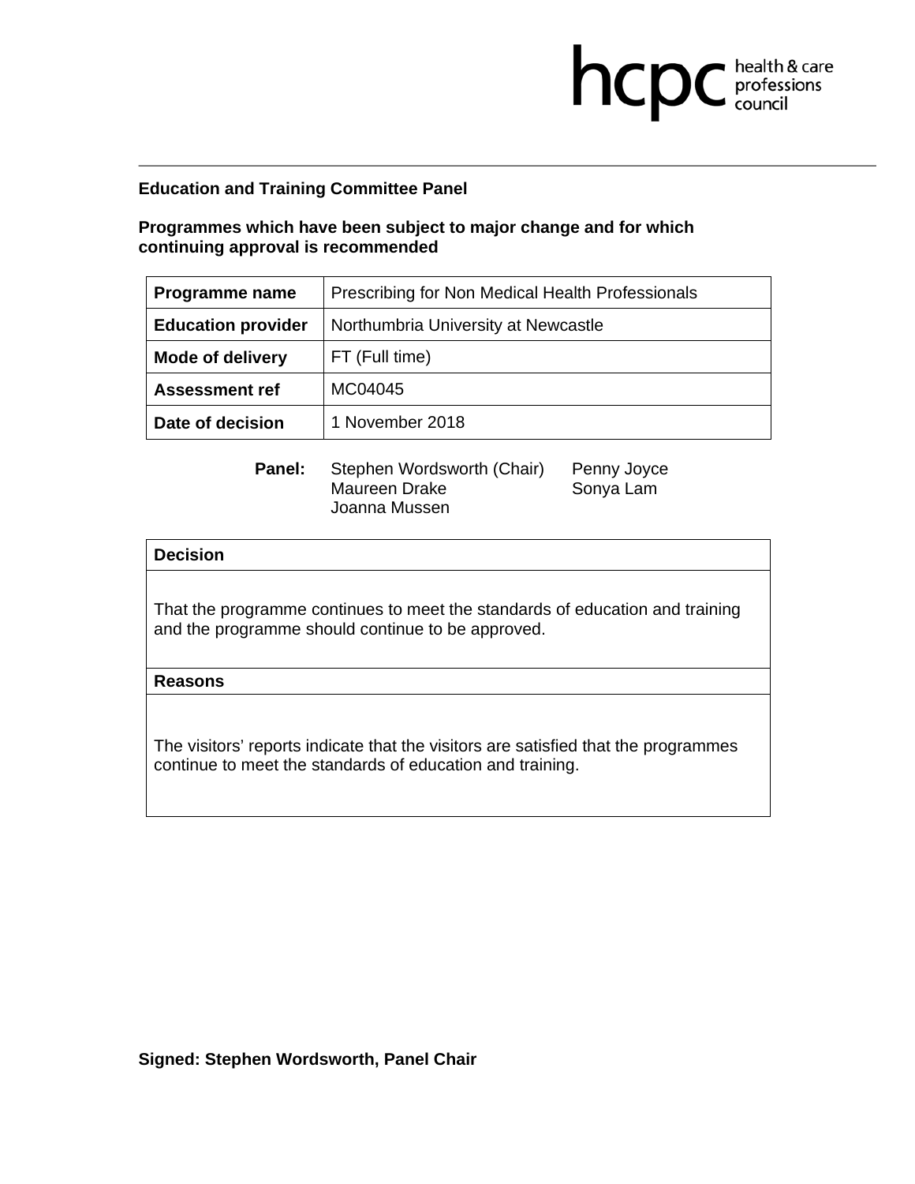**Education and Training Committee Panel**

**Programmes which have been subject to major change and for which continuing approval is recommended**

| **Programme name** | Prescribing for Non Medical Health Professionals |
|---|---|
| **Education provider** | Northumbria University at Newcastle |
| **Mode of delivery** | FT (Full time) |
| **Assessment ref** | MC04045 |
| **Date of decision** | 1 November 2018 |

**Panel:** Stephen Wordsworth (Chair), Maureen Drake, Joanna Mussen, Penny Joyce, Sonya Lam

| **Decision** |
|---|
| That the programme continues to meet the standards of education and training and the programme should continue to be approved. |
| **Reasons** |
| The visitors' reports indicate that the visitors are satisfied that the programmes continue to meet the standards of education and training. |

**Signed: Stephen Wordsworth, Panel Chair**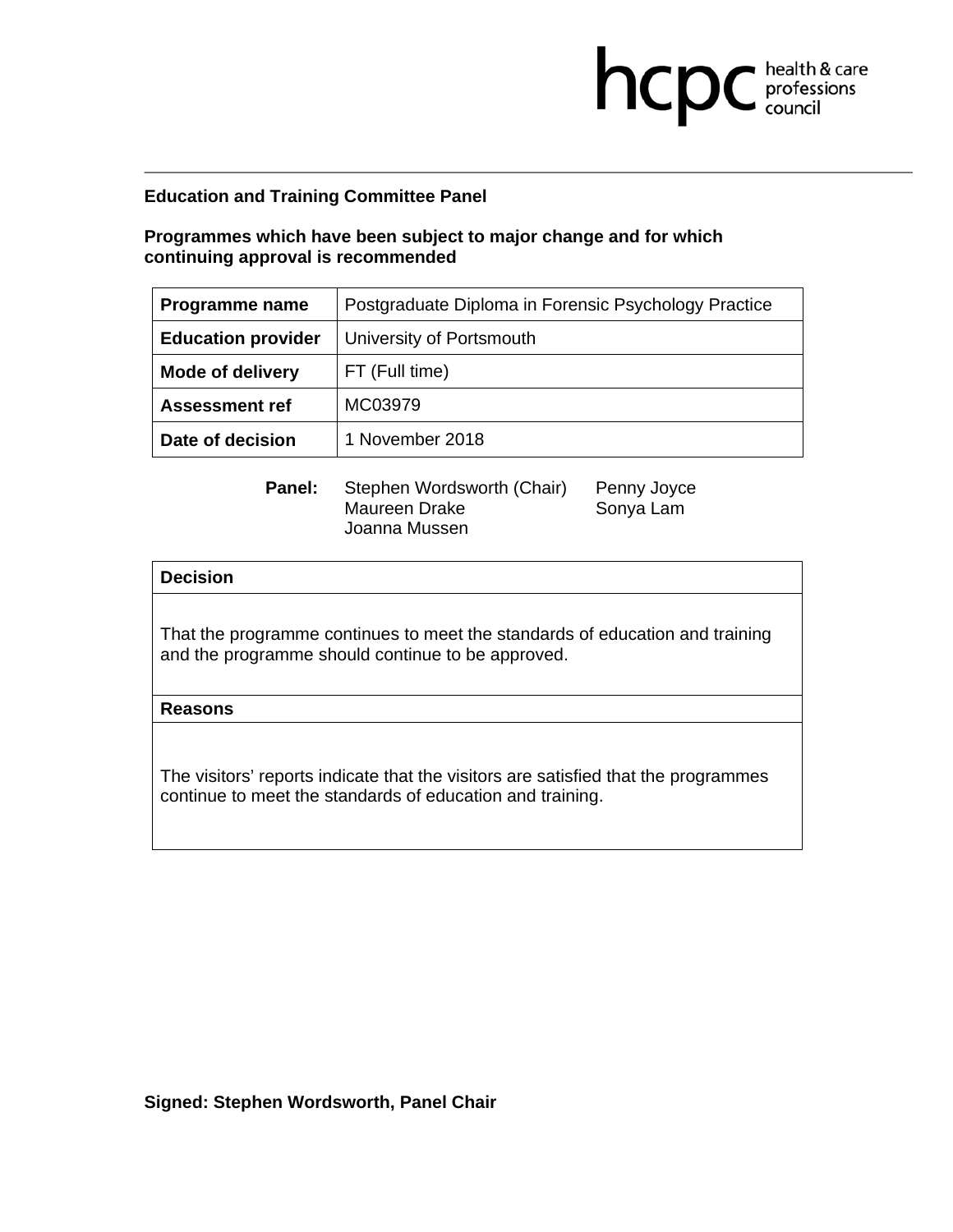**Education and Training Committee Panel**

**Programmes which have been subject to major change and for which continuing approval is recommended**

| **Programme name** | Postgraduate Diploma in Forensic Psychology Practice |
|---|---|
| **Education provider** | University of Portsmouth |
| **Mode of delivery** | FT (Full time) |
| **Assessment ref** | MC03979 |
| **Date of decision** | 1 November 2018 |

**Panel:** Stephen Wordsworth (Chair), Penny Joyce, Maureen Drake, Sonya Lam, Joanna Mussen

| **Decision** |
|---|
| That the programme continues to meet the standards of education and training and the programme should continue to be approved. |
| **Reasons** |
| The visitors' reports indicate that the visitors are satisfied that the programmes continue to meet the standards of education and training. |

**Signed: Stephen Wordsworth, Panel Chair**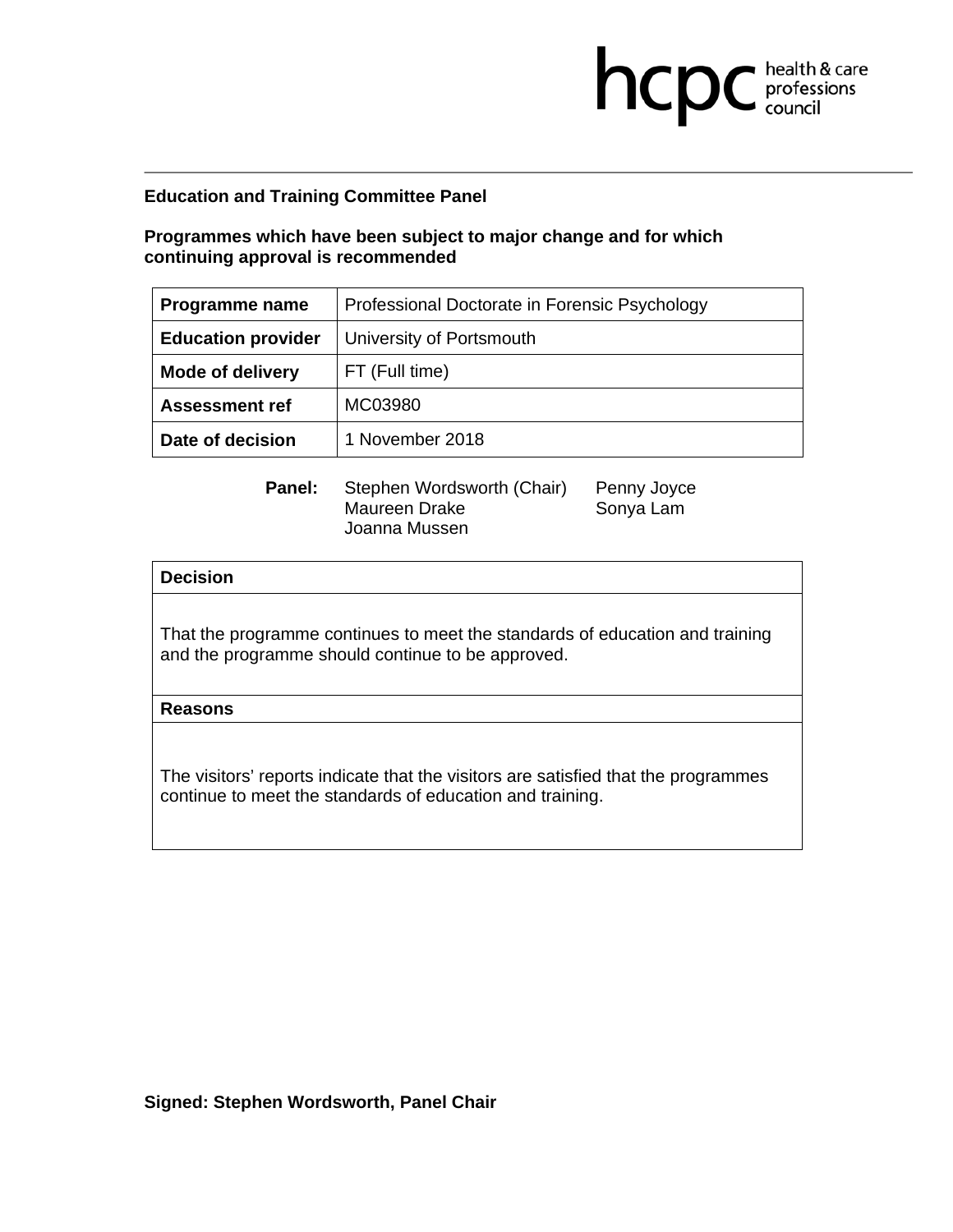**Education and Training Committee Panel**

**Programmes which have been subject to major change and for which continuing approval is recommended**

| **Programme name** | Professional Doctorate in Forensic Psychology |
|---|---|
| **Education provider** | University of Portsmouth |
| **Mode of delivery** | FT (Full time) |
| **Assessment ref** | MC03980 |
| **Date of decision** | 1 November 2018 |

**Panel:** Stephen Wordsworth (Chair), Maureen Drake, Joanna Mussen, Penny Joyce, Sonya Lam

| **Decision** |
|---|
| That the programme continues to meet the standards of education and training and the programme should continue to be approved. |
| **Reasons** |
| The visitors' reports indicate that the visitors are satisfied that the programmes continue to meet the standards of education and training. |

**Signed: Stephen Wordsworth, Panel Chair**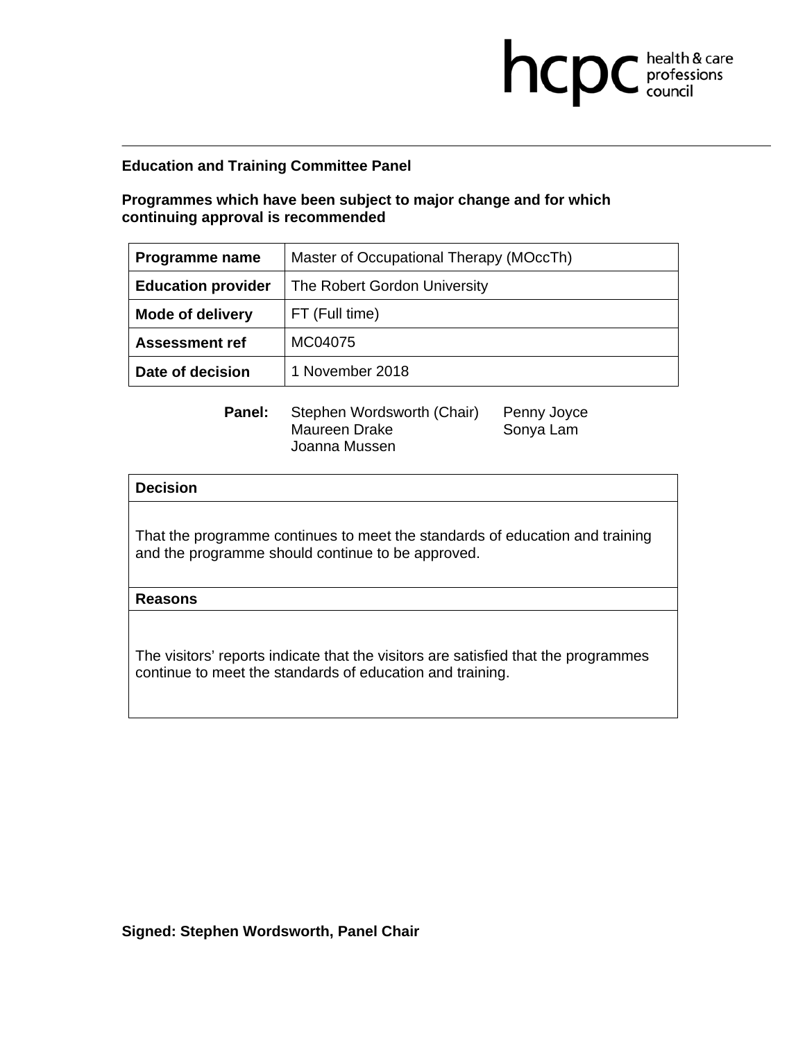**Education and Training Committee Panel**

**Programmes which have been subject to major change and for which continuing approval is recommended**

| **Programme name** | Master of Occupational Therapy (MOccTh) |
|---|---|
| **Education provider** | The Robert Gordon University |
| **Mode of delivery** | FT (Full time) |
| **Assessment ref** | MC04075 |
| **Date of decision** | 1 November 2018 |

**Panel:** Stephen Wordsworth (Chair), Penny Joyce, Maureen Drake, Sonya Lam, Joanna Mussen

| **Decision** |
|---|
| That the programme continues to meet the standards of education and training and the programme should continue to be approved. |
| **Reasons** |
| The visitors' reports indicate that the visitors are satisfied that the programmes continue to meet the standards of education and training. |

**Signed: Stephen Wordsworth, Panel Chair**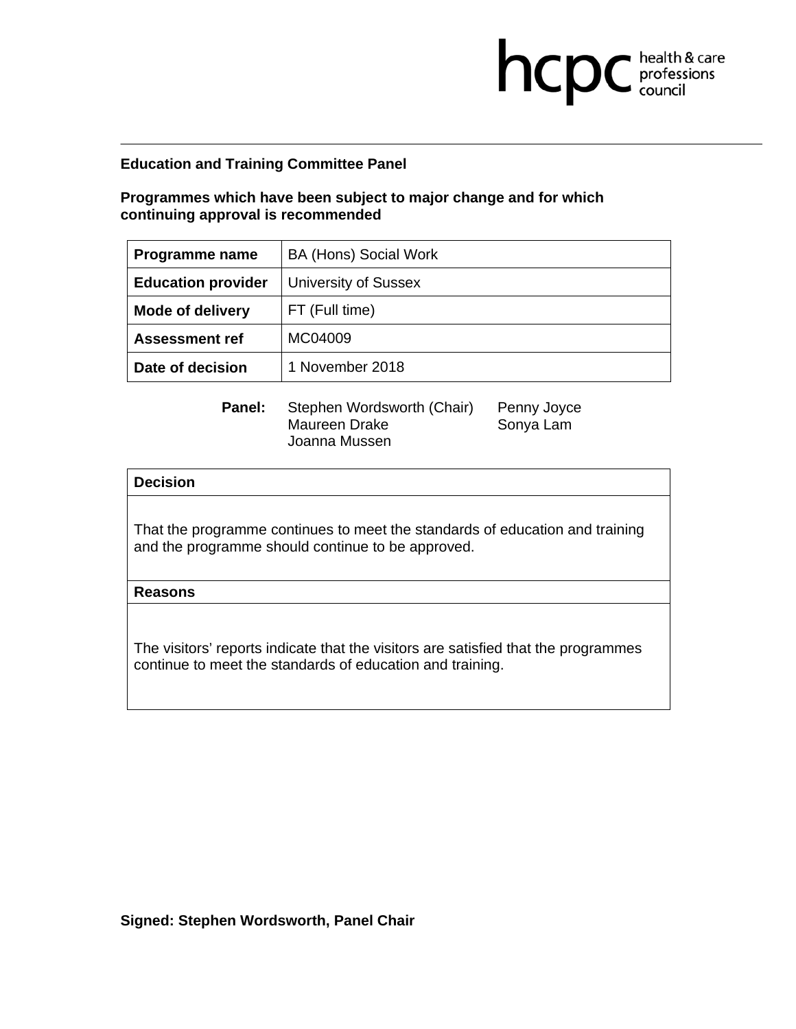**Education and Training Committee Panel**

**Programmes which have been subject to major change and for which continuing approval is recommended**

| **Programme name** | BA (Hons) Social Work |
|---|---|
| **Education provider** | University of Sussex |
| **Mode of delivery** | FT (Full time) |
| **Assessment ref** | MC04009 |
| **Date of decision** | 1 November 2018 |

**Panel:** Stephen Wordsworth (Chair), Penny Joyce, Maureen Drake, Sonya Lam, Joanna Mussen

| **Decision** |
|---|
| That the programme continues to meet the standards of education and training and the programme should continue to be approved. |
| **Reasons** |
| The visitors' reports indicate that the visitors are satisfied that the programmes continue to meet the standards of education and training. |

**Signed: Stephen Wordsworth, Panel Chair**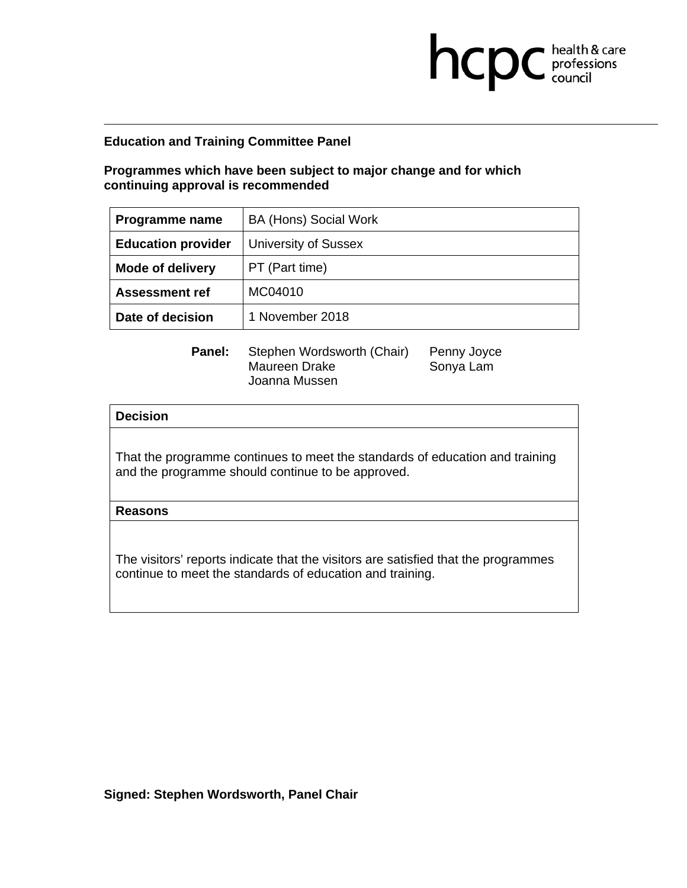**Education and Training Committee Panel**

**Programmes which have been subject to major change and for which continuing approval is recommended**

| **Programme name** | BA (Hons) Social Work |
|---|---|
| **Education provider** | University of Sussex |
| **Mode of delivery** | PT (Part time) |
| **Assessment ref** | MC04010 |
| **Date of decision** | 1 November 2018 |

**Panel:** Stephen Wordsworth (Chair), Maureen Drake, Joanna Mussen, Penny Joyce, Sonya Lam

| **Decision** |
|---|
| That the programme continues to meet the standards of education and training and the programme should continue to be approved. |
| **Reasons** |
| The visitors' reports indicate that the visitors are satisfied that the programmes continue to meet the standards of education and training. |

**Signed: Stephen Wordsworth, Panel Chair**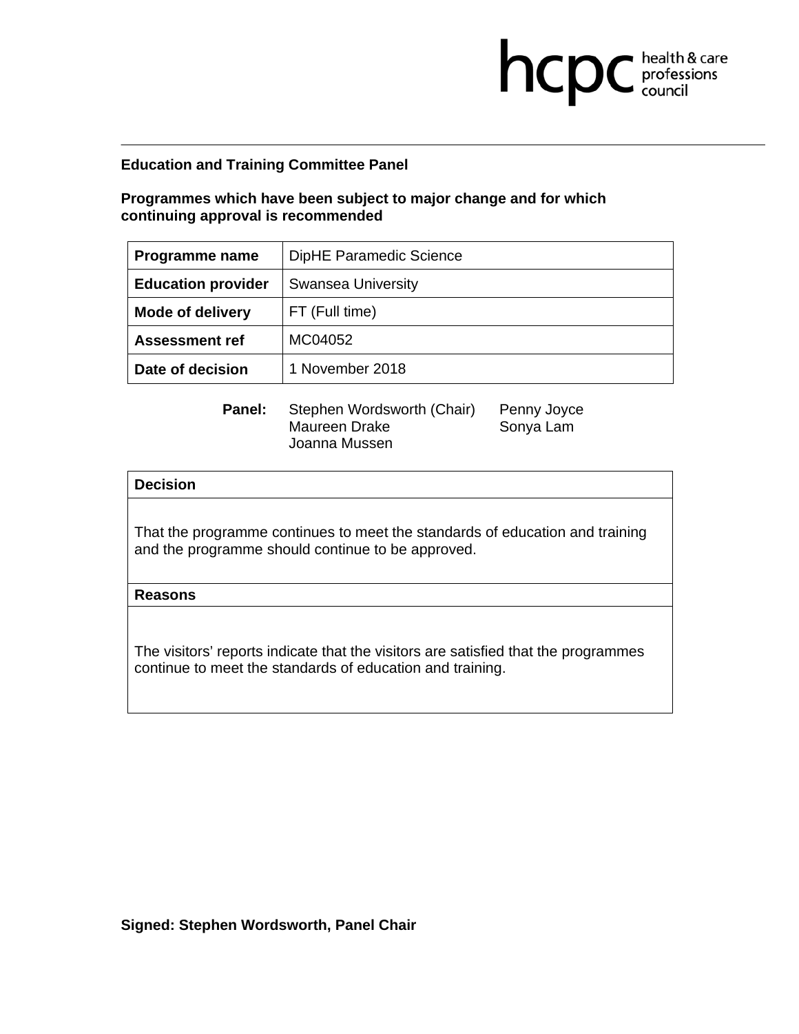**Education and Training Committee Panel**

**Programmes which have been subject to major change and for which continuing approval is recommended**

| **Programme name** | DipHE Paramedic Science |
|---|---|
| **Education provider** | Swansea University |
| **Mode of delivery** | FT (Full time) |
| **Assessment ref** | MC04052 |
| **Date of decision** | 1 November 2018 |

**Panel:** Stephen Wordsworth (Chair), Penny Joyce, Maureen Drake, Sonya Lam, Joanna Mussen

| **Decision** |
|---|
| That the programme continues to meet the standards of education and training and the programme should continue to be approved. |
| **Reasons** |
| The visitors' reports indicate that the visitors are satisfied that the programmes continue to meet the standards of education and training. |

**Signed: Stephen Wordsworth, Panel Chair**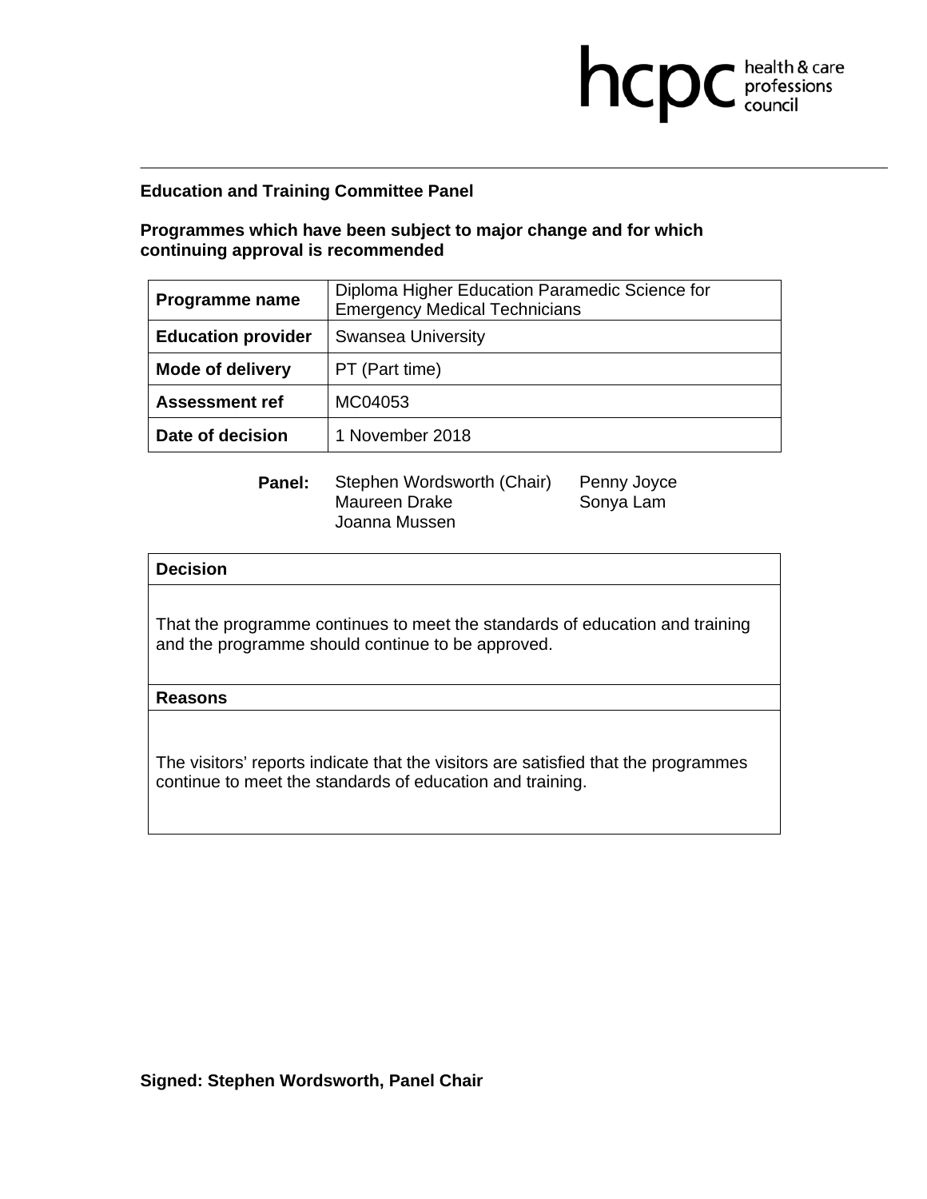hcpc health & care professions council

**Education and Training Committee Panel**

**Programmes which have been subject to major change and for which continuing approval is recommended**

| **Programme name** | Diploma Higher Education Paramedic Science for Emergency Medical Technicians |
|---|---|
| **Education provider** | Swansea University |
| **Mode of delivery** | PT (Part time) |
| **Assessment ref** | MC04053 |
| **Date of decision** | 1 November 2018 |

**Panel:** Stephen Wordsworth (Chair), Penny Joyce, Maureen Drake, Sonya Lam, Joanna Mussen

| **Decision** |
|---|
| That the programme continues to meet the standards of education and training and the programme should continue to be approved. |
| **Reasons** |
| The visitors' reports indicate that the visitors are satisfied that the programmes continue to meet the standards of education and training. |

**Signed: Stephen Wordsworth, Panel Chair**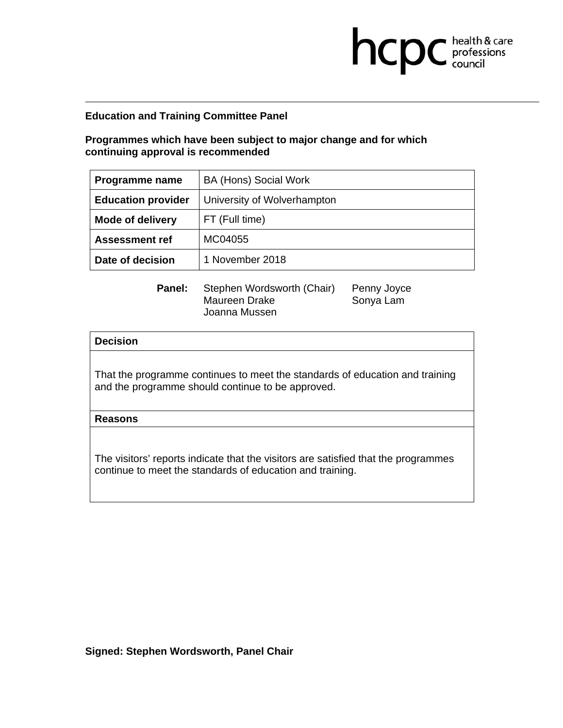**Education and Training Committee Panel**

**Programmes which have been subject to major change and for which continuing approval is recommended**

| **Programme name** | BA (Hons) Social Work |
|---|---|
| **Education provider** | University of Wolverhampton |
| **Mode of delivery** | FT (Full time) |
| **Assessment ref** | MC04055 |
| **Date of decision** | 1 November 2018 |

**Panel:** Stephen Wordsworth (Chair), Maureen Drake, Joanna Mussen, Penny Joyce, Sonya Lam

| **Decision** |
|---|
| That the programme continues to meet the standards of education and training and the programme should continue to be approved. |
| **Reasons** |
| The visitors' reports indicate that the visitors are satisfied that the programmes continue to meet the standards of education and training. |

**Signed: Stephen Wordsworth, Panel Chair**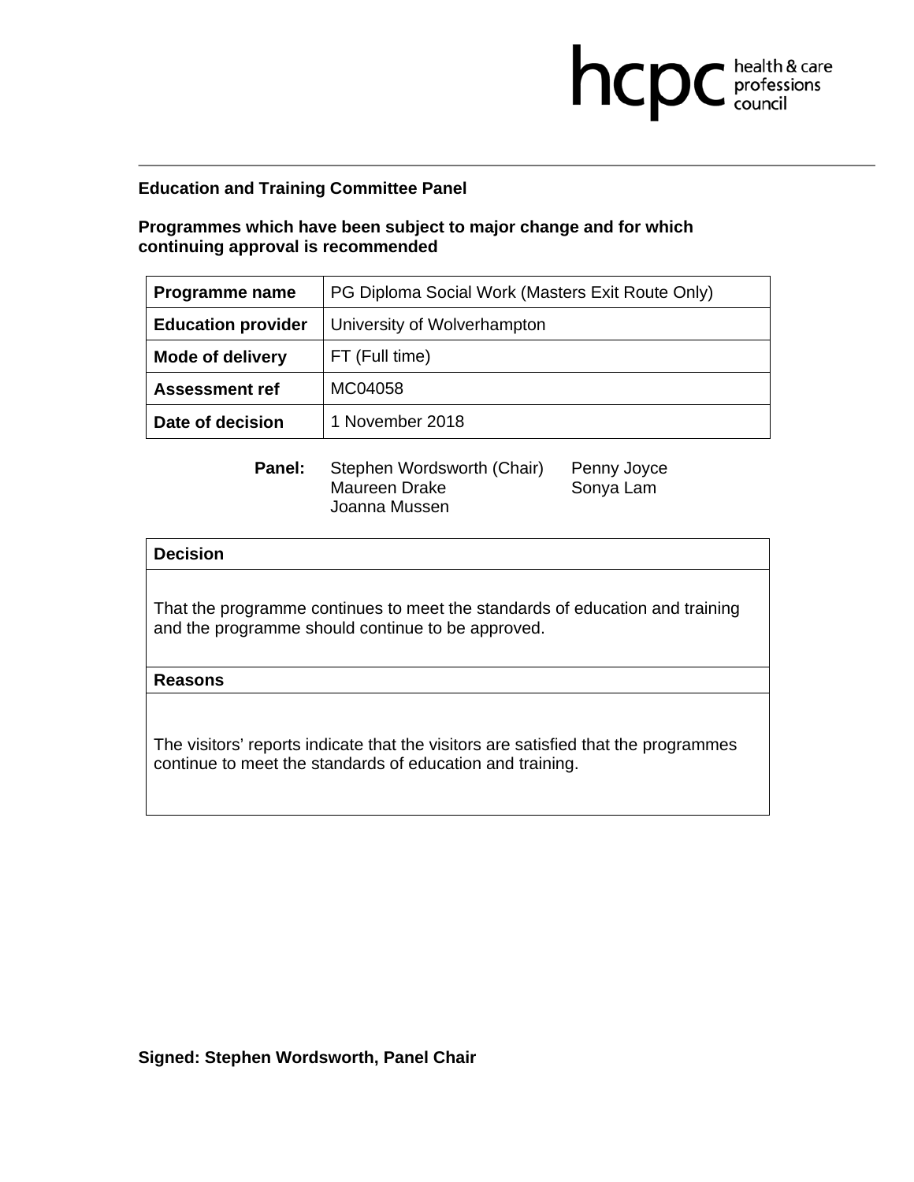hcpc health & care professions council

## Education and Training Committee Panel

**Programmes which have been subject to major change and for which continuing approval is recommended**

| **Programme name** | PG Diploma Social Work (Masters Exit Route Only) |
| --- | --- |
| **Education provider** | University of Wolverhampton |
| **Mode of delivery** | FT (Full time) |
| **Assessment ref** | MC04058 |
| **Date of decision** | 1 November 2018 |

**Panel:** Stephen Wordsworth (Chair), Penny Joyce, Maureen Drake, Sonya Lam, Joanna Mussen

| **Decision** |
| --- |
| That the programme continues to meet the standards of education and training and the programme should continue to be approved. |
| **Reasons** |
| The visitors' reports indicate that the visitors are satisfied that the programmes continue to meet the standards of education and training. |

**Signed: Stephen Wordsworth, Panel Chair**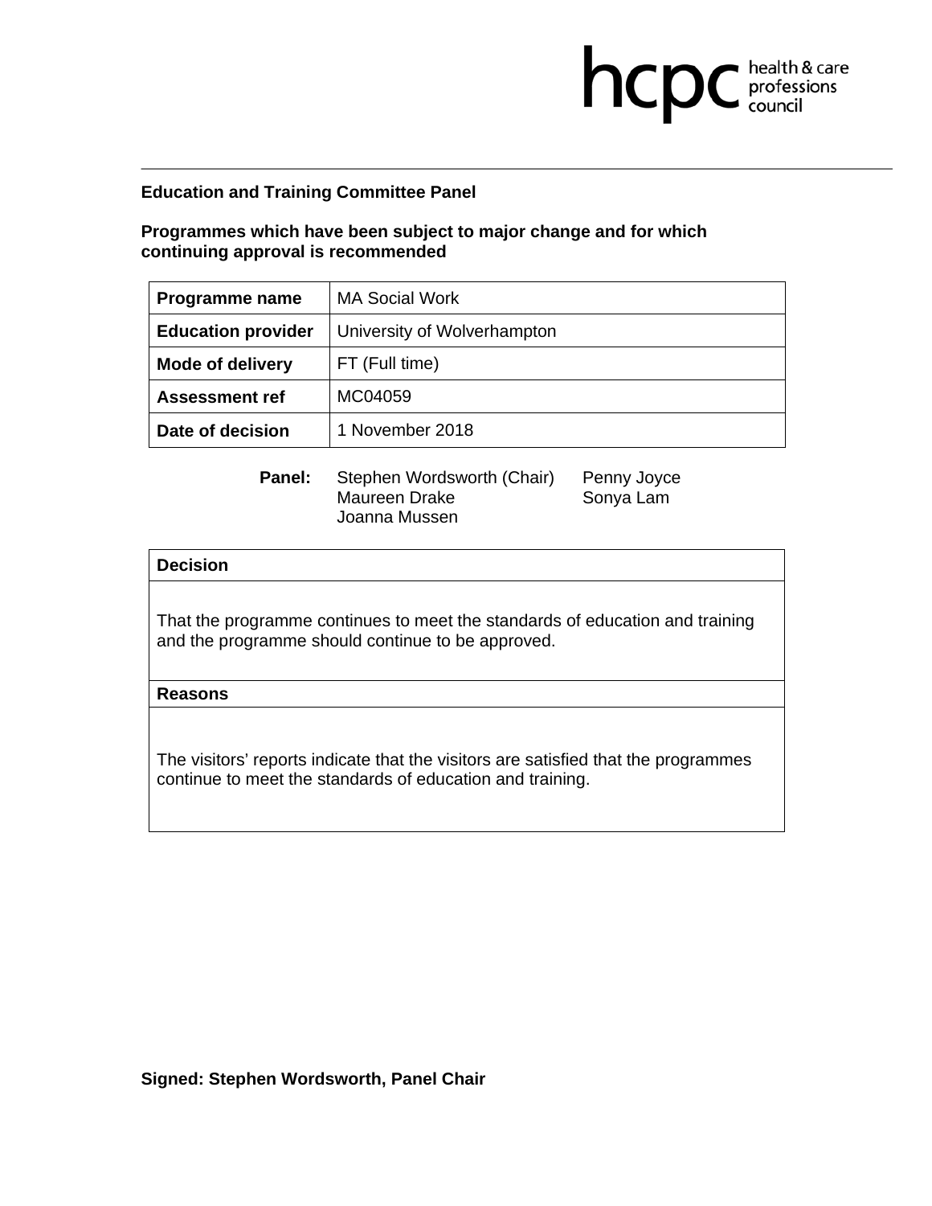hcpc health & care professions council

**Education and Training Committee Panel**

**Programmes which have been subject to major change and for which continuing approval is recommended**

| **Programme name** | MA Social Work |
|---|---|
| **Education provider** | University of Wolverhampton |
| **Mode of delivery** | FT (Full time) |
| **Assessment ref** | MC04059 |
| **Date of decision** | 1 November 2018 |

**Panel:** Stephen Wordsworth (Chair), Maureen Drake, Joanna Mussen, Penny Joyce, Sonya Lam

| **Decision** |
|---|
| That the programme continues to meet the standards of education and training and the programme should continue to be approved. |
| **Reasons** |
| The visitors' reports indicate that the visitors are satisfied that the programmes continue to meet the standards of education and training. |

**Signed: Stephen Wordsworth, Panel Chair**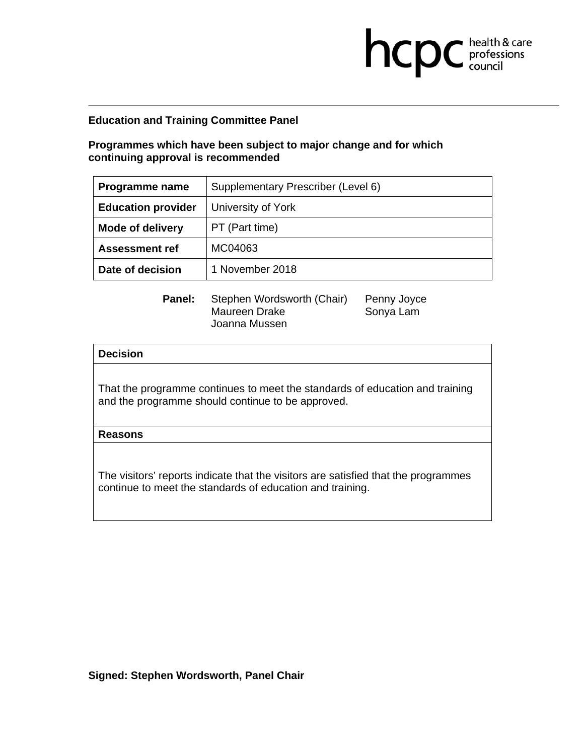**Education and Training Committee Panel**

**Programmes which have been subject to major change and for which continuing approval is recommended**

| **Programme name** | Supplementary Prescriber (Level 6) |
|---|---|
| **Education provider** | University of York |
| **Mode of delivery** | PT (Part time) |
| **Assessment ref** | MC04063 |
| **Date of decision** | 1 November 2018 |

**Panel:** Stephen Wordsworth (Chair), Maureen Drake, Joanna Mussen, Penny Joyce, Sonya Lam

| **Decision** |
|---|
| That the programme continues to meet the standards of education and training and the programme should continue to be approved. |
| **Reasons** |
| The visitors' reports indicate that the visitors are satisfied that the programmes continue to meet the standards of education and training. |

**Signed: Stephen Wordsworth, Panel Chair**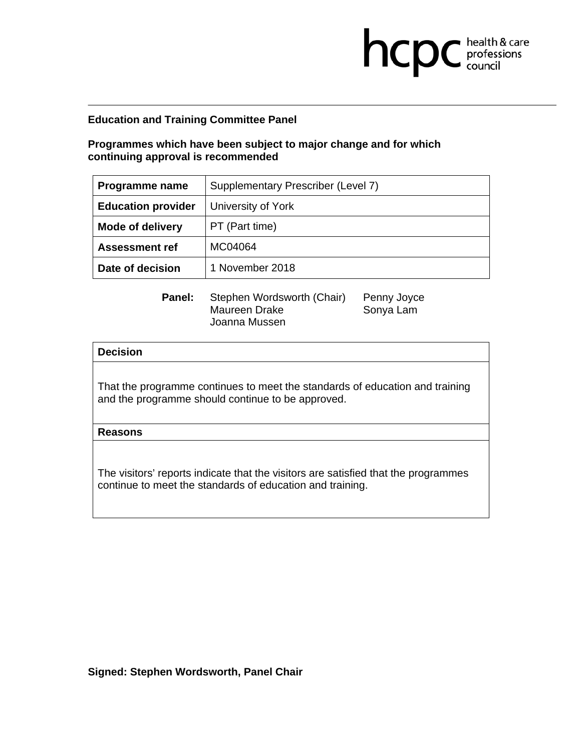hcpc health & care professions council

**Education and Training Committee Panel**

**Programmes which have been subject to major change and for which continuing approval is recommended**

| **Programme name** | Supplementary Prescriber (Level 7) |
|---|---|
| **Education provider** | University of York |
| **Mode of delivery** | PT (Part time) |
| **Assessment ref** | MC04064 |
| **Date of decision** | 1 November 2018 |

**Panel:** Stephen Wordsworth (Chair), Penny Joyce, Maureen Drake, Sonya Lam, Joanna Mussen

| **Decision** |
|---|
| That the programme continues to meet the standards of education and training and the programme should continue to be approved. |
| **Reasons** |
| The visitors' reports indicate that the visitors are satisfied that the programmes continue to meet the standards of education and training. |

**Signed: Stephen Wordsworth, Panel Chair**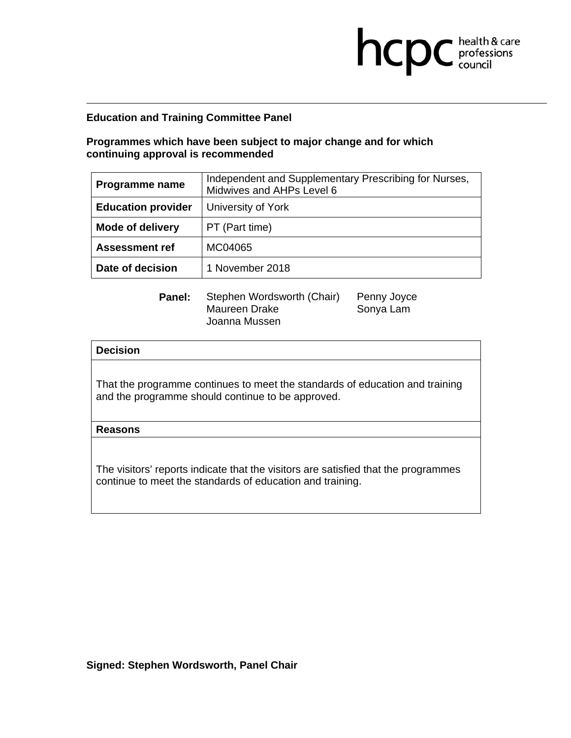**Education and Training Committee Panel**

**Programmes which have been subject to major change and for which continuing approval is recommended**

| **Programme name** | Independent and Supplementary Prescribing for Nurses, Midwives and AHPs Level 6 |
|---|---|
| **Education provider** | University of York |
| **Mode of delivery** | PT (Part time) |
| **Assessment ref** | MC04065 |
| **Date of decision** | 1 November 2018 |

**Panel:** Stephen Wordsworth (Chair), Penny Joyce, Maureen Drake, Sonya Lam, Joanna Mussen

| **Decision** |
|---|
| That the programme continues to meet the standards of education and training and the programme should continue to be approved. |
| **Reasons** |
| The visitors' reports indicate that the visitors are satisfied that the programmes continue to meet the standards of education and training. |

**Signed: Stephen Wordsworth, Panel Chair**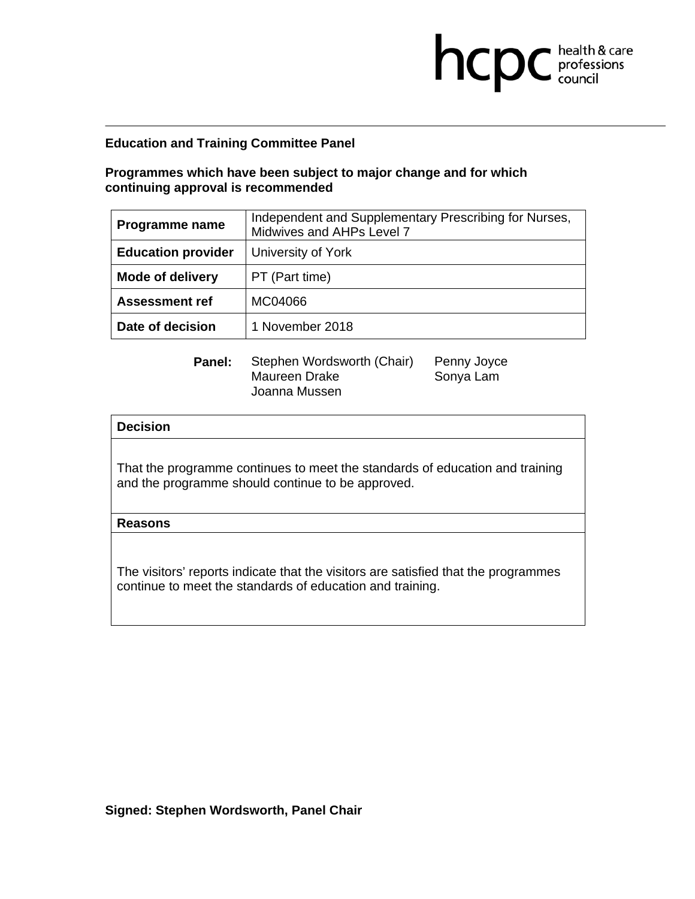**Education and Training Committee Panel**

**Programmes which have been subject to major change and for which continuing approval is recommended**

| | |
|---|---|
| **Programme name** | Independent and Supplementary Prescribing for Nurses, Midwives and AHPs Level 7 |
| **Education provider** | University of York |
| **Mode of delivery** | PT (Part time) |
| **Assessment ref** | MC04066 |
| **Date of decision** | 1 November 2018 |

**Panel:** Stephen Wordsworth (Chair), Maureen Drake, Joanna Mussen, Penny Joyce, Sonya Lam

| **Decision** |
|---|
| That the programme continues to meet the standards of education and training and the programme should continue to be approved. |
| **Reasons** |
| The visitors' reports indicate that the visitors are satisfied that the programmes continue to meet the standards of education and training. |

**Signed: Stephen Wordsworth, Panel Chair**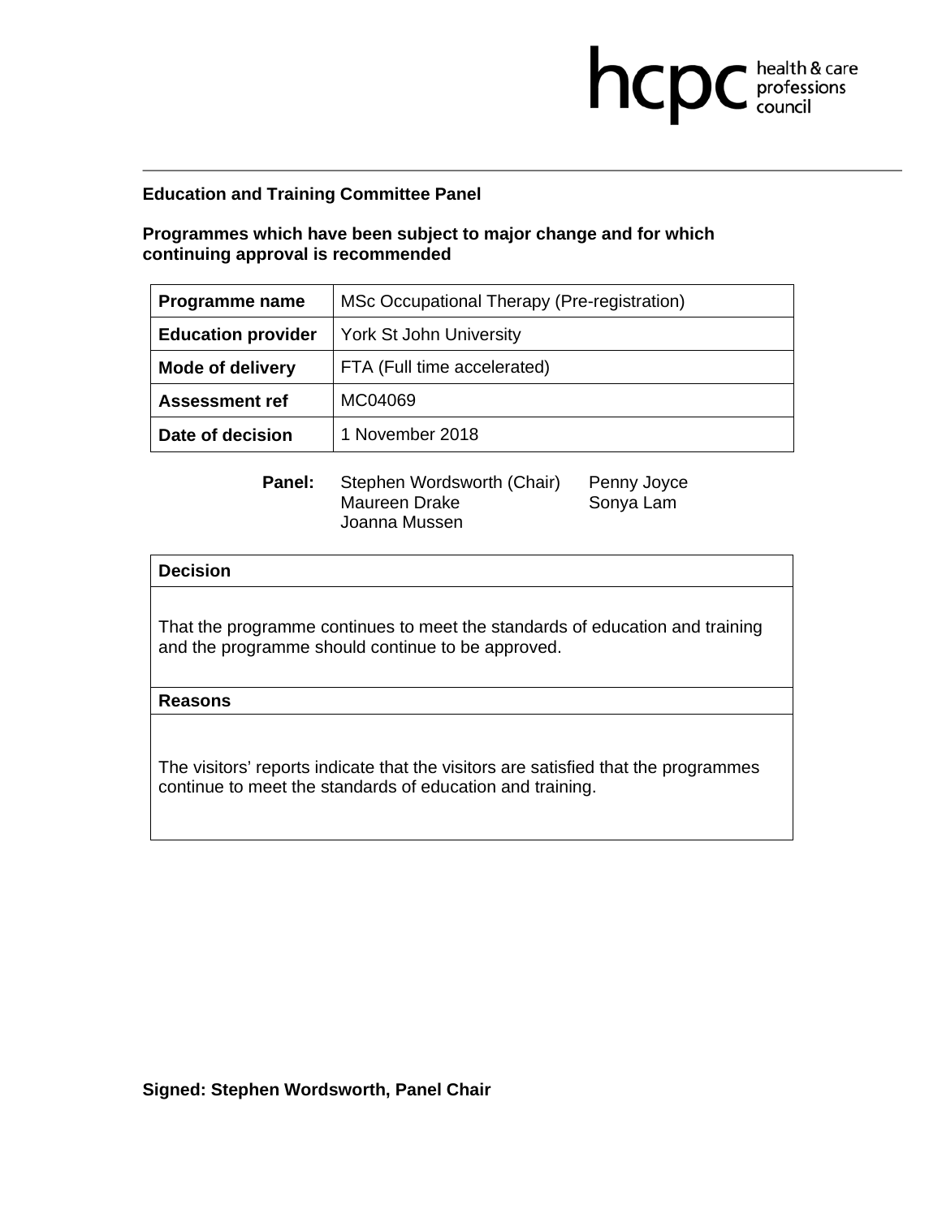**Education and Training Committee Panel**

**Programmes which have been subject to major change and for which continuing approval is recommended**

| | |
|---|---|
| **Programme name** | MSc Occupational Therapy (Pre-registration) |
| **Education provider** | York St John University |
| **Mode of delivery** | FTA (Full time accelerated) |
| **Assessment ref** | MC04069 |
| **Date of decision** | 1 November 2018 |

**Panel:** Stephen Wordsworth (Chair), Maureen Drake, Joanna Mussen, Penny Joyce, Sonya Lam

| **Decision** |
|---|
| That the programme continues to meet the standards of education and training and the programme should continue to be approved. |
| **Reasons** |
| The visitors' reports indicate that the visitors are satisfied that the programmes continue to meet the standards of education and training. |

**Signed: Stephen Wordsworth, Panel Chair**